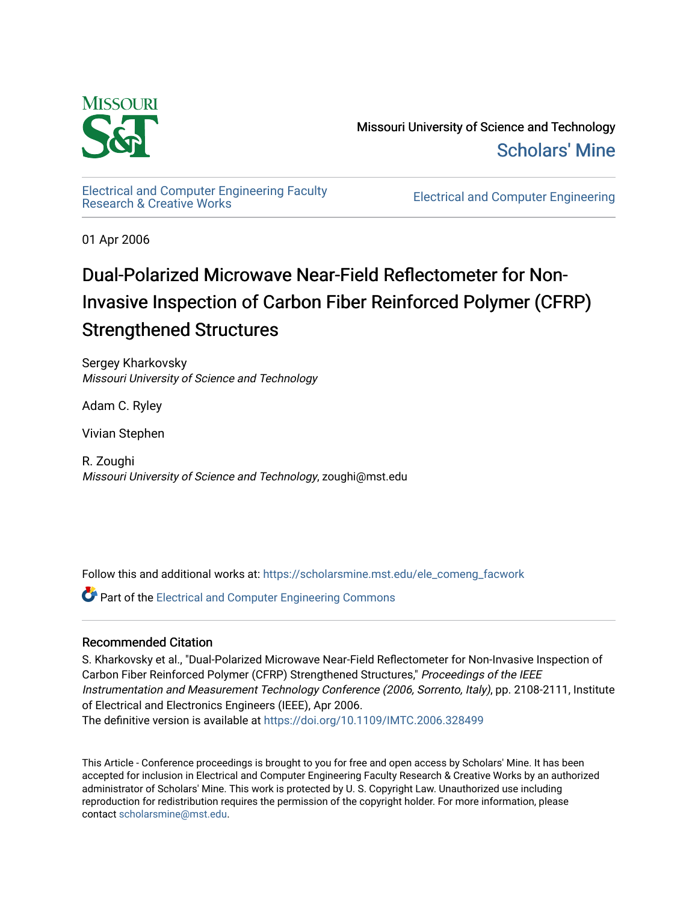Missouri University of Science and Technology

Scholars' Mine

Electrical and Computer Engineering Faculty Research & Creative Works

Electrical and Computer Engineering

01 Apr 2006

# Dual-Polarized Microwave Near-Field Reflectometer for Non-Invasive Inspection of Carbon Fiber Reinforced Polymer (CFRP) Strengthened Structures

Sergey Kharkovsky
*Missouri University of Science and Technology*

Adam C. Ryley

Vivian Stephen

R. Zoughi
*Missouri University of Science and Technology*, zoughi@mst.edu

Follow this and additional works at: https://scholarsmine.mst.edu/ele_comeng_facwork

Part of the Electrical and Computer Engineering Commons

## Recommended Citation

S. Kharkovsky et al., "Dual-Polarized Microwave Near-Field Reflectometer for Non-Invasive Inspection of Carbon Fiber Reinforced Polymer (CFRP) Strengthened Structures," *Proceedings of the IEEE Instrumentation and Measurement Technology Conference (2006, Sorrento, Italy)*, pp. 2108-2111, Institute of Electrical and Electronics Engineers (IEEE), Apr 2006.
The definitive version is available at https://doi.org/10.1109/IMTC.2006.328499

This Article - Conference proceedings is brought to you for free and open access by Scholars' Mine. It has been accepted for inclusion in Electrical and Computer Engineering Faculty Research & Creative Works by an authorized administrator of Scholars' Mine. This work is protected by U. S. Copyright Law. Unauthorized use including reproduction for redistribution requires the permission of the copyright holder. For more information, please contact scholarsmine@mst.edu.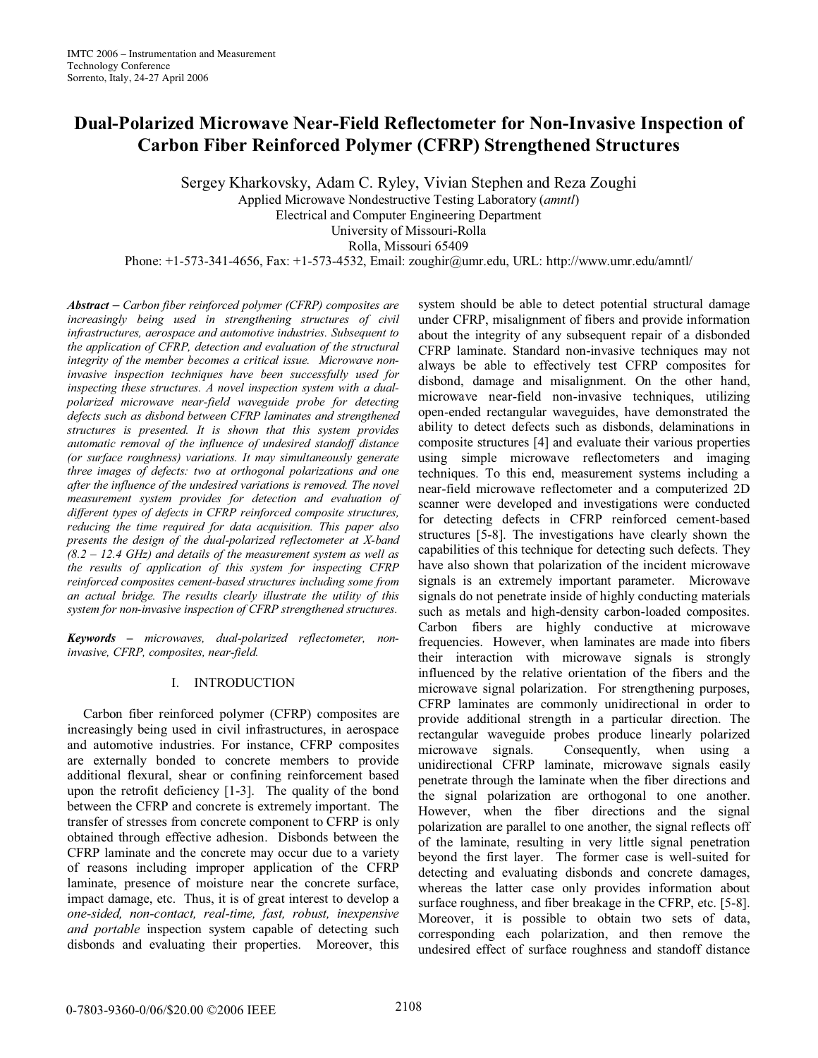# Dual-Polarized Microwave Near-Field Reflectometer for Non-Invasive Inspection of Carbon Fiber Reinforced Polymer (CFRP) Strengthened Structures

Sergey Kharkovsky, Adam C. Ryley, Vivian Stephen and Reza Zoughi

Applied Microwave Nondestructive Testing Laboratory (*amntl*)
Electrical and Computer Engineering Department
University of Missouri-Rolla
Rolla, Missouri 65409
Phone: +1-573-341-4656, Fax: +1-573-4532, Email: zoughir@umr.edu, URL: http://www.umr.edu/amntl/

***Abstract*** *– Carbon fiber reinforced polymer (CFRP) composites are increasingly being used in strengthening structures of civil infrastructures, aerospace and automotive industries. Subsequent to the application of CFRP, detection and evaluation of the structural integrity of the member becomes a critical issue. Microwave non-invasive inspection techniques have been successfully used for inspecting these structures. A novel inspection system with a dual-polarized microwave near-field waveguide probe for detecting defects such as disbond between CFRP laminates and strengthened structures is presented. It is shown that this system provides automatic removal of the influence of undesired standoff distance (or surface roughness) variations. It may simultaneously generate three images of defects: two at orthogonal polarizations and one after the influence of the undesired variations is removed. The novel measurement system provides for detection and evaluation of different types of defects in CFRP reinforced composite structures, reducing the time required for data acquisition. This paper also presents the design of the dual-polarized reflectometer at X-band (8.2 – 12.4 GHz) and details of the measurement system as well as the results of application of this system for inspecting CFRP reinforced composites cement-based structures including some from an actual bridge. The results clearly illustrate the utility of this system for non-invasive inspection of CFRP strengthened structures.*

***Keywords*** *– microwaves, dual-polarized reflectometer, non-invasive, CFRP, composites, near-field.*

## I. INTRODUCTION

Carbon fiber reinforced polymer (CFRP) composites are increasingly being used in civil infrastructures, in aerospace and automotive industries. For instance, CFRP composites are externally bonded to concrete members to provide additional flexural, shear or confining reinforcement based upon the retrofit deficiency [1-3]. The quality of the bond between the CFRP and concrete is extremely important. The transfer of stresses from concrete component to CFRP is only obtained through effective adhesion. Disbonds between the CFRP laminate and the concrete may occur due to a variety of reasons including improper application of the CFRP laminate, presence of moisture near the concrete surface, impact damage, etc. Thus, it is of great interest to develop a *one-sided, non-contact, real-time, fast, robust, inexpensive and portable* inspection system capable of detecting such disbonds and evaluating their properties. Moreover, this system should be able to detect potential structural damage under CFRP, misalignment of fibers and provide information about the integrity of any subsequent repair of a disbonded CFRP laminate. Standard non-invasive techniques may not always be able to effectively test CFRP composites for disbond, damage and misalignment. On the other hand, microwave near-field non-invasive techniques, utilizing open-ended rectangular waveguides, have demonstrated the ability to detect defects such as disbonds, delaminations in composite structures [4] and evaluate their various properties using simple microwave reflectometers and imaging techniques. To this end, measurement systems including a near-field microwave reflectometer and a computerized 2D scanner were developed and investigations were conducted for detecting defects in CFRP reinforced cement-based structures [5-8]. The investigations have clearly shown the capabilities of this technique for detecting such defects. They have also shown that polarization of the incident microwave signals is an extremely important parameter. Microwave signals do not penetrate inside of highly conducting materials such as metals and high-density carbon-loaded composites. Carbon fibers are highly conductive at microwave frequencies. However, when laminates are made into fibers their interaction with microwave signals is strongly influenced by the relative orientation of the fibers and the microwave signal polarization. For strengthening purposes, CFRP laminates are commonly unidirectional in order to provide additional strength in a particular direction. The rectangular waveguide probes produce linearly polarized microwave signals. Consequently, when using a unidirectional CFRP laminate, microwave signals easily penetrate through the laminate when the fiber directions and the signal polarization are orthogonal to one another. However, when the fiber directions and the signal polarization are parallel to one another, the signal reflects off of the laminate, resulting in very little signal penetration beyond the first layer. The former case is well-suited for detecting and evaluating disbonds and concrete damages, whereas the latter case only provides information about surface roughness, and fiber breakage in the CFRP, etc. [5-8]. Moreover, it is possible to obtain two sets of data, corresponding each polarization, and then remove the undesired effect of surface roughness and standoff distance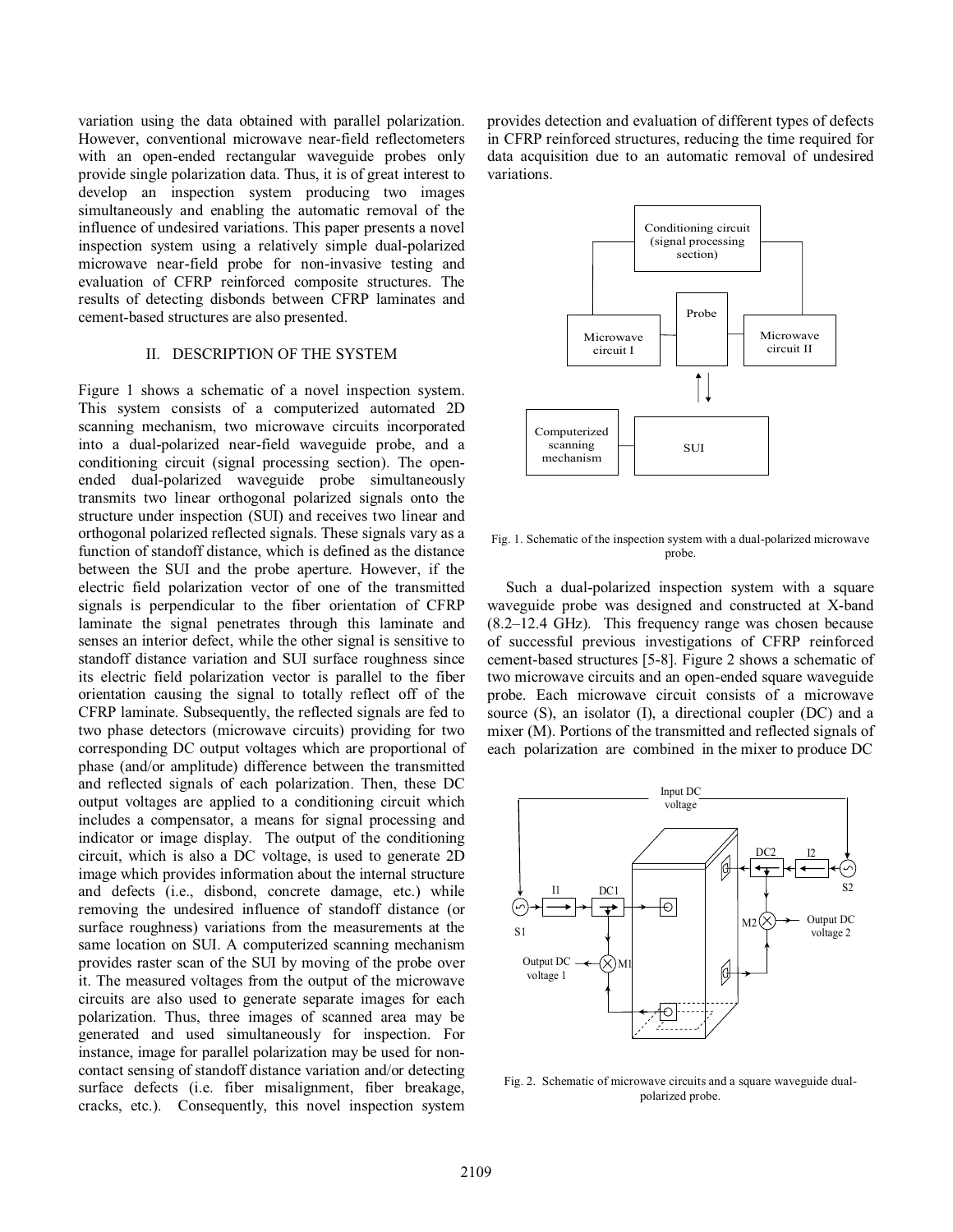variation using the data obtained with parallel polarization. However, conventional microwave near-field reflectometers with an open-ended rectangular waveguide probes only provide single polarization data. Thus, it is of great interest to develop an inspection system producing two images simultaneously and enabling the automatic removal of the influence of undesired variations. This paper presents a novel inspection system using a relatively simple dual-polarized microwave near-field probe for non-invasive testing and evaluation of CFRP reinforced composite structures. The results of detecting disbonds between CFRP laminates and cement-based structures are also presented.

## II. DESCRIPTION OF THE SYSTEM

Figure 1 shows a schematic of a novel inspection system. This system consists of a computerized automated 2D scanning mechanism, two microwave circuits incorporated into a dual-polarized near-field waveguide probe, and a conditioning circuit (signal processing section). The open-ended dual-polarized waveguide probe simultaneously transmits two linear orthogonal polarized signals onto the structure under inspection (SUI) and receives two linear and orthogonal polarized reflected signals. These signals vary as a function of standoff distance, which is defined as the distance between the SUI and the probe aperture. However, if the electric field polarization vector of one of the transmitted signals is perpendicular to the fiber orientation of CFRP laminate the signal penetrates through this laminate and senses an interior defect, while the other signal is sensitive to standoff distance variation and SUI surface roughness since its electric field polarization vector is parallel to the fiber orientation causing the signal to totally reflect off of the CFRP laminate. Subsequently, the reflected signals are fed to two phase detectors (microwave circuits) providing for two corresponding DC output voltages which are proportional of phase (and/or amplitude) difference between the transmitted and reflected signals of each polarization. Then, these DC output voltages are applied to a conditioning circuit which includes a compensator, a means for signal processing and indicator or image display. The output of the conditioning circuit, which is also a DC voltage, is used to generate 2D image which provides information about the internal structure and defects (i.e., disbond, concrete damage, etc.) while removing the undesired influence of standoff distance (or surface roughness) variations from the measurements at the same location on SUI. A computerized scanning mechanism provides raster scan of the SUI by moving of the probe over it. The measured voltages from the output of the microwave circuits are also used to generate separate images for each polarization. Thus, three images of scanned area may be generated and used simultaneously for inspection. For instance, image for parallel polarization may be used for non-contact sensing of standoff distance variation and/or detecting surface defects (i.e. fiber misalignment, fiber breakage, cracks, etc.). Consequently, this novel inspection system provides detection and evaluation of different types of defects in CFRP reinforced structures, reducing the time required for data acquisition due to an automatic removal of undesired variations.

Conditioning circuit (signal processing section)

Microwave circuit I

Probe

Microwave circuit II

Computerized scanning mechanism

SUI

Fig. 1. Schematic of the inspection system with a dual-polarized microwave probe.

Such a dual-polarized inspection system with a square waveguide probe was designed and constructed at X-band (8.2–12.4 GHz). This frequency range was chosen because of successful previous investigations of CFRP reinforced cement-based structures [5-8]. Figure 2 shows a schematic of two microwave circuits and an open-ended square waveguide probe. Each microwave circuit consists of a microwave source (S), an isolator (I), a directional coupler (DC) and a mixer (M). Portions of the transmitted and reflected signals of each polarization are combined in the mixer to produce DC

Input DC voltage

DC2

I2

S2

I1

DC1

S1

M2

Output DC voltage 2

Output DC voltage 1

M1

Fig. 2. Schematic of microwave circuits and a square waveguide dual-polarized probe.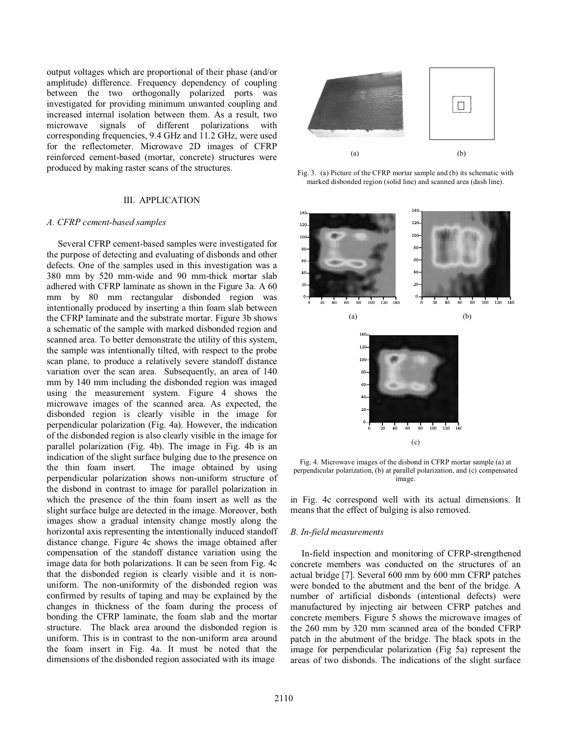output voltages which are proportional of their phase (and/or amplitude) difference. Frequency dependency of coupling between the two orthogonally polarized ports was investigated for providing minimum unwanted coupling and increased internal isolation between them. As a result, two microwave signals of different polarizations with corresponding frequencies, 9.4 GHz and 11.2 GHz, were used for the reflectometer. Microwave 2D images of CFRP reinforced cement-based (mortar, concrete) structures were produced by making raster scans of the structures.

## III. APPLICATION

### A. CFRP cement-based samples

Several CFRP cement-based samples were investigated for the purpose of detecting and evaluating of disbonds and other defects. One of the samples used in this investigation was a 380 mm by 520 mm-wide and 90 mm-thick mortar slab adhered with CFRP laminate as shown in the Figure 3a. A 60 mm by 80 mm rectangular disbonded region was intentionally produced by inserting a thin foam slab between the CFRP laminate and the substrate mortar. Figure 3b shows a schematic of the sample with marked disbonded region and scanned area. To better demonstrate the utility of this system, the sample was intentionally tilted, with respect to the probe scan plane, to produce a relatively severe standoff distance variation over the scan area. Subsequently, an area of 140 mm by 140 mm including the disbonded region was imaged using the measurement system. Figure 4 shows the microwave images of the scanned area. As expected, the disbonded region is clearly visible in the image for perpendicular polarization (Fig. 4a). However, the indication of the disbonded region is also clearly visible in the image for parallel polarization (Fig. 4b). The image in Fig. 4b is an indication of the slight surface bulging due to the presence on the thin foam insert. The image obtained by using perpendicular polarization shows non-uniform structure of the disbond in contrast to image for parallel polarization in which the presence of the thin foam insert as well as the slight surface bulge are detected in the image. Moreover, both images show a gradual intensity change mostly along the horizontal axis representing the intentionally induced standoff distance change. Figure 4c shows the image obtained after compensation of the standoff distance variation using the image data for both polarizations. It can be seen from Fig. 4c that the disbonded region is clearly visible and it is non-uniform. The non-uniformity of the disbonded region was confirmed by results of taping and may be explained by the changes in thickness of the foam during the process of bonding the CFRP laminate, the foam slab and the mortar structure. The black area around the disbonded region is uniform. This is in contrast to the non-uniform area around the foam insert in Fig. 4a. It must be noted that the dimensions of the disbonded region associated with its image in Fig. 4c correspond well with its actual dimensions. It means that the effect of bulging is also removed.

Fig. 3. (a) Picture of the CFRP mortar sample and (b) its schematic with marked disbonded region (solid line) and scanned area (dash line).

Fig. 4. Microwave images of the disbond in CFRP mortar sample (a) at perpendicular polarization, (b) at parallel polarization, and (c) compensated image.

### B. In-field measurements

In-field inspection and monitoring of CFRP-strengthened concrete members was conducted on the structures of an actual bridge [7]. Several 600 mm by 600 mm CFRP patches were bonded to the abutment and the bent of the bridge. A number of artificial disbonds (intentional defects) were manufactured by injecting air between CFRP patches and concrete members. Figure 5 shows the microwave images of the 260 mm by 320 mm scanned area of the bonded CFRP patch in the abutment of the bridge. The black spots in the image for perpendicular polarization (Fig 5a) represent the areas of two disbonds. The indications of the slight surface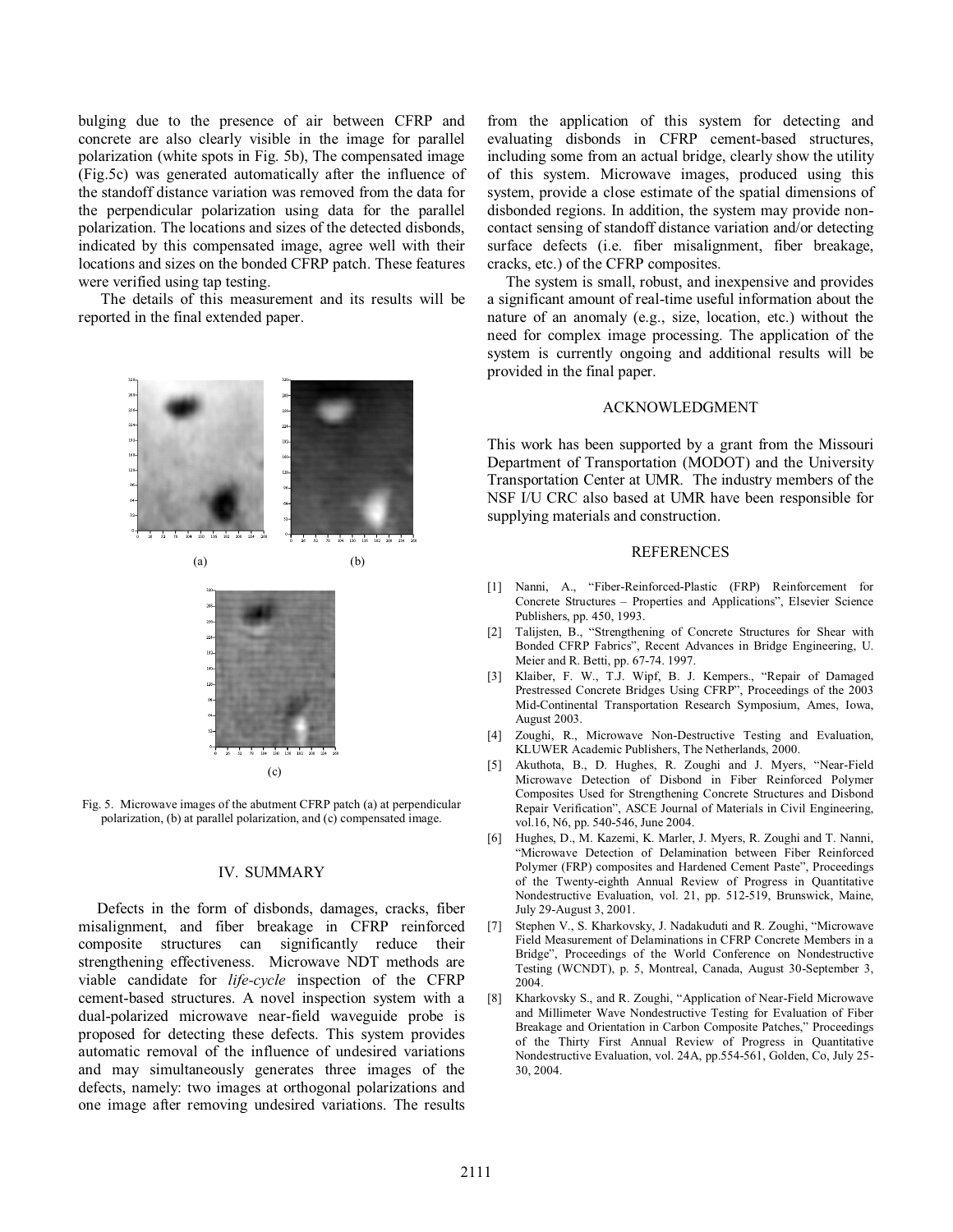bulging due to the presence of air between CFRP and concrete are also clearly visible in the image for parallel polarization (white spots in Fig. 5b), The compensated image (Fig.5c) was generated automatically after the influence of the standoff distance variation was removed from the data for the perpendicular polarization using data for the parallel polarization. The locations and sizes of the detected disbonds, indicated by this compensated image, agree well with their locations and sizes on the bonded CFRP patch. These features were verified using tap testing.

The details of this measurement and its results will be reported in the final extended paper.

(a)

(b)

(c)

Fig. 5. Microwave images of the abutment CFRP patch (a) at perpendicular polarization, (b) at parallel polarization, and (c) compensated image.

## IV. SUMMARY

Defects in the form of disbonds, damages, cracks, fiber misalignment, and fiber breakage in CFRP reinforced composite structures can significantly reduce their strengthening effectiveness. Microwave NDT methods are viable candidate for *life-cycle* inspection of the CFRP cement-based structures. A novel inspection system with a dual-polarized microwave near-field waveguide probe is proposed for detecting these defects. This system provides automatic removal of the influence of undesired variations and may simultaneously generates three images of the defects, namely: two images at orthogonal polarizations and one image after removing undesired variations. The results from the application of this system for detecting and evaluating disbonds in CFRP cement-based structures, including some from an actual bridge, clearly show the utility of this system. Microwave images, produced using this system, provide a close estimate of the spatial dimensions of disbonded regions. In addition, the system may provide non-contact sensing of standoff distance variation and/or detecting surface defects (i.e. fiber misalignment, fiber breakage, cracks, etc.) of the CFRP composites.

The system is small, robust, and inexpensive and provides a significant amount of real-time useful information about the nature of an anomaly (e.g., size, location, etc.) without the need for complex image processing. The application of the system is currently ongoing and additional results will be provided in the final paper.

## ACKNOWLEDGMENT

This work has been supported by a grant from the Missouri Department of Transportation (MODOT) and the University Transportation Center at UMR. The industry members of the NSF I/U CRC also based at UMR have been responsible for supplying materials and construction.

## REFERENCES

[1] Nanni, A., "Fiber-Reinforced-Plastic (FRP) Reinforcement for Concrete Structures – Properties and Applications", Elsevier Science Publishers, pp. 450, 1993.

[2] Talijsten, B., "Strengthening of Concrete Structures for Shear with Bonded CFRP Fabrics", Recent Advances in Bridge Engineering, U. Meier and R. Betti, pp. 67-74. 1997.

[3] Klaiber, F. W., T.J. Wipf, B. J. Kempers., "Repair of Damaged Prestressed Concrete Bridges Using CFRP", Proceedings of the 2003 Mid-Continental Transportation Research Symposium, Ames, Iowa, August 2003.

[4] Zoughi, R., Microwave Non-Destructive Testing and Evaluation, KLUWER Academic Publishers, The Netherlands, 2000.

[5] Akuthota, B., D. Hughes, R. Zoughi and J. Myers, "Near-Field Microwave Detection of Disbond in Fiber Reinforced Polymer Composites Used for Strengthening Concrete Structures and Disbond Repair Verification", ASCE Journal of Materials in Civil Engineering, vol.16, N6, pp. 540-546, June 2004.

[6] Hughes, D., M. Kazemi, K. Marler, J. Myers, R. Zoughi and T. Nanni, "Microwave Detection of Delamination between Fiber Reinforced Polymer (FRP) composites and Hardened Cement Paste", Proceedings of the Twenty-eighth Annual Review of Progress in Quantitative Nondestructive Evaluation, vol. 21, pp. 512-519, Brunswick, Maine, July 29-August 3, 2001.

[7] Stephen V., S. Kharkovsky, J. Nadakuduti and R. Zoughi, "Microwave Field Measurement of Delaminations in CFRP Concrete Members in a Bridge", Proceedings of the World Conference on Nondestructive Testing (WCNDT), p. 5, Montreal, Canada, August 30-September 3, 2004.

[8] Kharkovsky S., and R. Zoughi, "Application of Near-Field Microwave and Millimeter Wave Nondestructive Testing for Evaluation of Fiber Breakage and Orientation in Carbon Composite Patches," Proceedings of the Thirty First Annual Review of Progress in Quantitative Nondestructive Evaluation, vol. 24A, pp.554-561, Golden, Co, July 25-30, 2004.